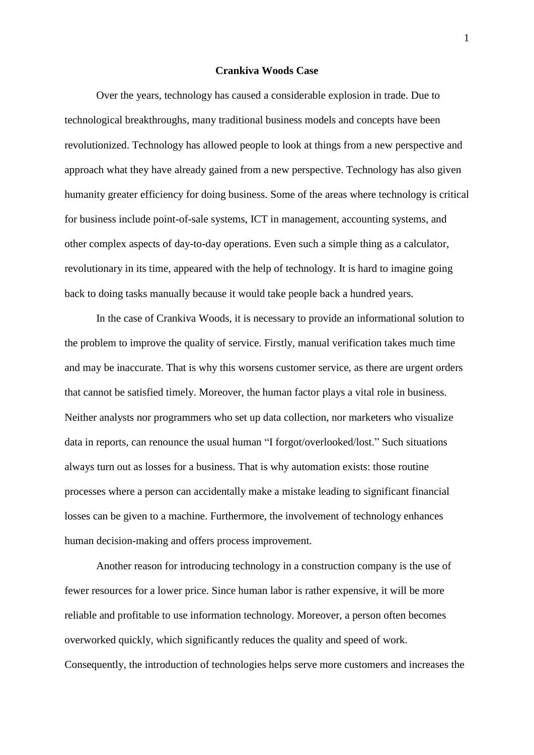# Crankiva Woods Case

Over the years, technology has caused a considerable explosion in trade. Due to technological breakthroughs, many traditional business models and concepts have been revolutionized. Technology has allowed people to look at things from a new perspective and approach what they have already gained from a new perspective. Technology has also given humanity greater efficiency for doing business. Some of the areas where technology is critical for business include point-of-sale systems, ICT in management, accounting systems, and other complex aspects of day-to-day operations. Even such a simple thing as a calculator, revolutionary in its time, appeared with the help of technology. It is hard to imagine going back to doing tasks manually because it would take people back a hundred years.

In the case of Crankiva Woods, it is necessary to provide an informational solution to the problem to improve the quality of service. Firstly, manual verification takes much time and may be inaccurate. That is why this worsens customer service, as there are urgent orders that cannot be satisfied timely. Moreover, the human factor plays a vital role in business. Neither analysts nor programmers who set up data collection, nor marketers who visualize data in reports, can renounce the usual human "I forgot/overlooked/lost." Such situations always turn out as losses for a business. That is why automation exists: those routine processes where a person can accidentally make a mistake leading to significant financial losses can be given to a machine. Furthermore, the involvement of technology enhances human decision-making and offers process improvement.

Another reason for introducing technology in a construction company is the use of fewer resources for a lower price. Since human labor is rather expensive, it will be more reliable and profitable to use information technology. Moreover, a person often becomes overworked quickly, which significantly reduces the quality and speed of work. Consequently, the introduction of technologies helps serve more customers and increases the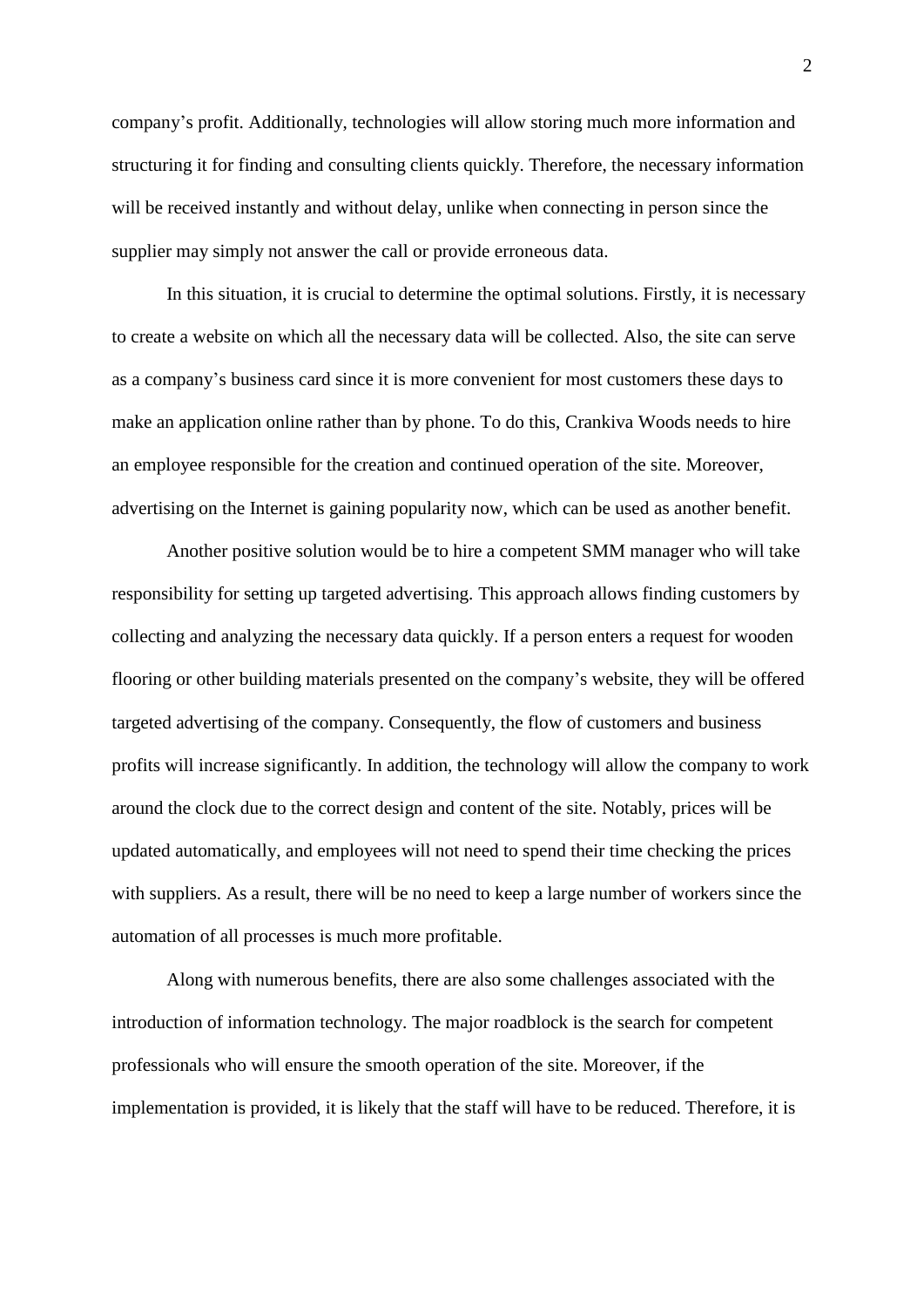company's profit. Additionally, technologies will allow storing much more information and structuring it for finding and consulting clients quickly. Therefore, the necessary information will be received instantly and without delay, unlike when connecting in person since the supplier may simply not answer the call or provide erroneous data.

In this situation, it is crucial to determine the optimal solutions. Firstly, it is necessary to create a website on which all the necessary data will be collected. Also, the site can serve as a company's business card since it is more convenient for most customers these days to make an application online rather than by phone. To do this, Crankiva Woods needs to hire an employee responsible for the creation and continued operation of the site. Moreover, advertising on the Internet is gaining popularity now, which can be used as another benefit.

Another positive solution would be to hire a competent SMM manager who will take responsibility for setting up targeted advertising. This approach allows finding customers by collecting and analyzing the necessary data quickly. If a person enters a request for wooden flooring or other building materials presented on the company's website, they will be offered targeted advertising of the company. Consequently, the flow of customers and business profits will increase significantly. In addition, the technology will allow the company to work around the clock due to the correct design and content of the site. Notably, prices will be updated automatically, and employees will not need to spend their time checking the prices with suppliers. As a result, there will be no need to keep a large number of workers since the automation of all processes is much more profitable.

Along with numerous benefits, there are also some challenges associated with the introduction of information technology. The major roadblock is the search for competent professionals who will ensure the smooth operation of the site. Moreover, if the implementation is provided, it is likely that the staff will have to be reduced. Therefore, it is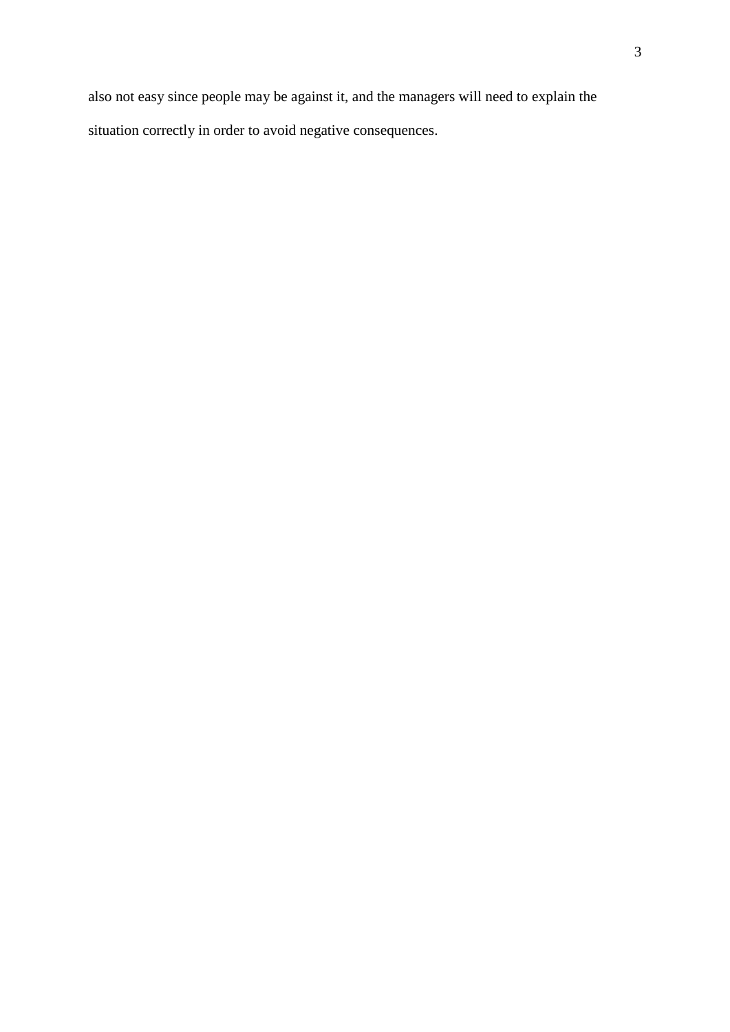also not easy since people may be against it, and the managers will need to explain the situation correctly in order to avoid negative consequences.